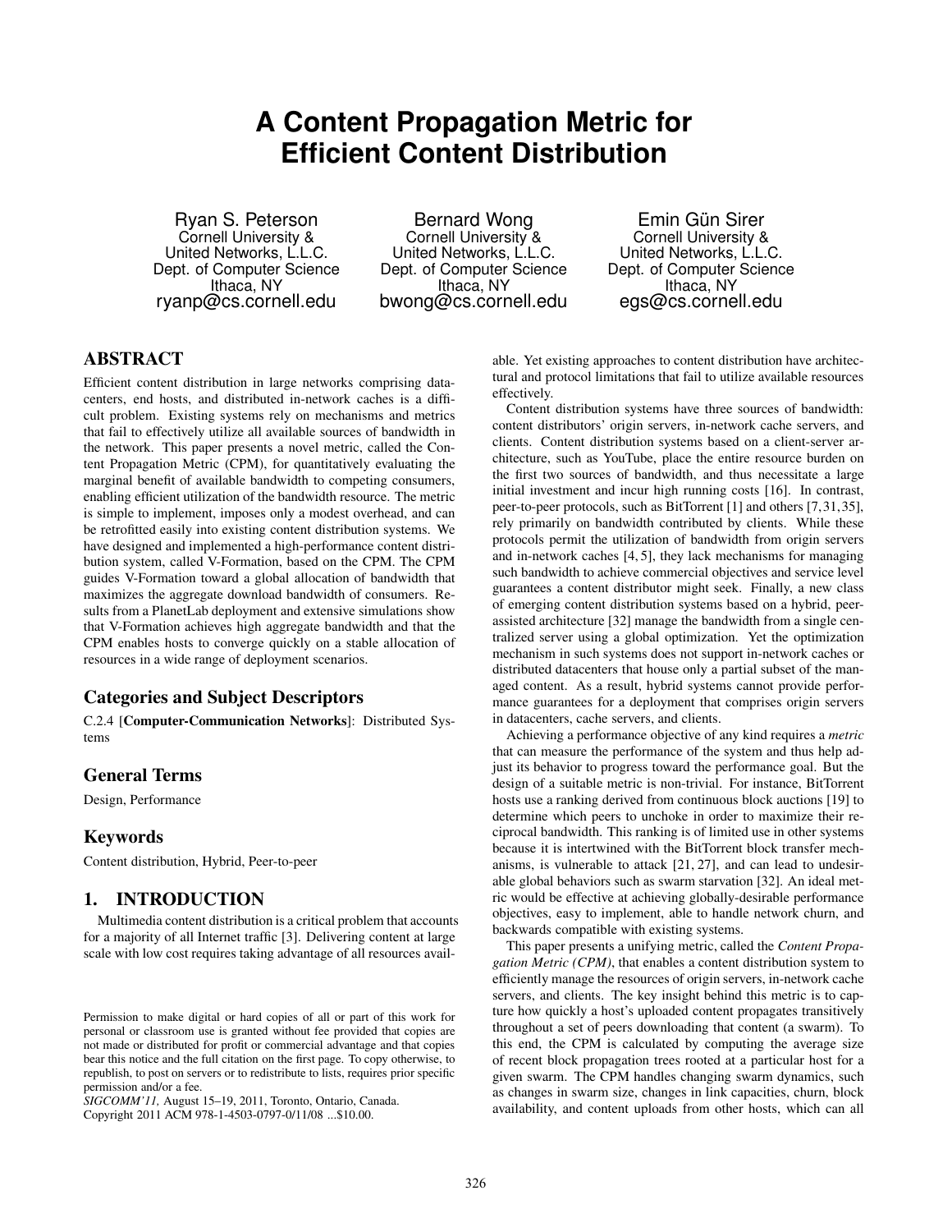# A Content Propagation Metric for Efficient Content Distribution

Ryan S. Peterson
Cornell University &
United Networks, L.L.C.
Dept. of Computer Science
Ithaca, NY
ryanp@cs.cornell.edu

Bernard Wong
Cornell University &
United Networks, L.L.C.
Dept. of Computer Science
Ithaca, NY
bwong@cs.cornell.edu

Emin Gün Sirer
Cornell University &
United Networks, L.L.C.
Dept. of Computer Science
Ithaca, NY
egs@cs.cornell.edu

## ABSTRACT

Efficient content distribution in large networks comprising datacenters, end hosts, and distributed in-network caches is a difficult problem. Existing systems rely on mechanisms and metrics that fail to effectively utilize all available sources of bandwidth in the network. This paper presents a novel metric, called the Content Propagation Metric (CPM), for quantitatively evaluating the marginal benefit of available bandwidth to competing consumers, enabling efficient utilization of the bandwidth resource. The metric is simple to implement, imposes only a modest overhead, and can be retrofitted easily into existing content distribution systems. We have designed and implemented a high-performance content distribution system, called V-Formation, based on the CPM. The CPM guides V-Formation toward a global allocation of bandwidth that maximizes the aggregate download bandwidth of consumers. Results from a PlanetLab deployment and extensive simulations show that V-Formation achieves high aggregate bandwidth and that the CPM enables hosts to converge quickly on a stable allocation of resources in a wide range of deployment scenarios.

### Categories and Subject Descriptors

C.2.4 [**Computer-Communication Networks**]: Distributed Systems

### General Terms

Design, Performance

### Keywords

Content distribution, Hybrid, Peer-to-peer

## 1. INTRODUCTION

Multimedia content distribution is a critical problem that accounts for a majority of all Internet traffic [3]. Delivering content at large scale with low cost requires taking advantage of all resources available. Yet existing approaches to content distribution have architectural and protocol limitations that fail to utilize available resources effectively.

Content distribution systems have three sources of bandwidth: content distributors' origin servers, in-network cache servers, and clients. Content distribution systems based on a client-server architecture, such as YouTube, place the entire resource burden on the first two sources of bandwidth, and thus necessitate a large initial investment and incur high running costs [16]. In contrast, peer-to-peer protocols, such as BitTorrent [1] and others [7,31,35], rely primarily on bandwidth contributed by clients. While these protocols permit the utilization of bandwidth from origin servers and in-network caches [4, 5], they lack mechanisms for managing such bandwidth to achieve commercial objectives and service level guarantees a content distributor might seek. Finally, a new class of emerging content distribution systems based on a hybrid, peer-assisted architecture [32] manage the bandwidth from a single centralized server using a global optimization. Yet the optimization mechanism in such systems does not support in-network caches or distributed datacenters that house only a partial subset of the managed content. As a result, hybrid systems cannot provide performance guarantees for a deployment that comprises origin servers in datacenters, cache servers, and clients.

Achieving a performance objective of any kind requires a *metric* that can measure the performance of the system and thus help adjust its behavior to progress toward the performance goal. But the design of a suitable metric is non-trivial. For instance, BitTorrent hosts use a ranking derived from continuous block auctions [19] to determine which peers to unchoke in order to maximize their reciprocal bandwidth. This ranking is of limited use in other systems because it is intertwined with the BitTorrent block transfer mechanisms, is vulnerable to attack [21, 27], and can lead to undesirable global behaviors such as swarm starvation [32]. An ideal metric would be effective at achieving globally-desirable performance objectives, easy to implement, able to handle network churn, and backwards compatible with existing systems.

This paper presents a unifying metric, called the *Content Propagation Metric (CPM)*, that enables a content distribution system to efficiently manage the resources of origin servers, in-network cache servers, and clients. The key insight behind this metric is to capture how quickly a host's uploaded content propagates transitively throughout a set of peers downloading that content (a swarm). To this end, the CPM is calculated by computing the average size of recent block propagation trees rooted at a particular host for a given swarm. The CPM handles changing swarm dynamics, such as changes in swarm size, changes in link capacities, churn, block availability, and content uploads from other hosts, which can all

Permission to make digital or hard copies of all or part of this work for personal or classroom use is granted without fee provided that copies are not made or distributed for profit or commercial advantage and that copies bear this notice and the full citation on the first page. To copy otherwise, to republish, to post on servers or to redistribute to lists, requires prior specific permission and/or a fee.
*SIGCOMM'11,* August 15–19, 2011, Toronto, Ontario, Canada.
Copyright 2011 ACM 978-1-4503-0797-0/11/08 ...$10.00.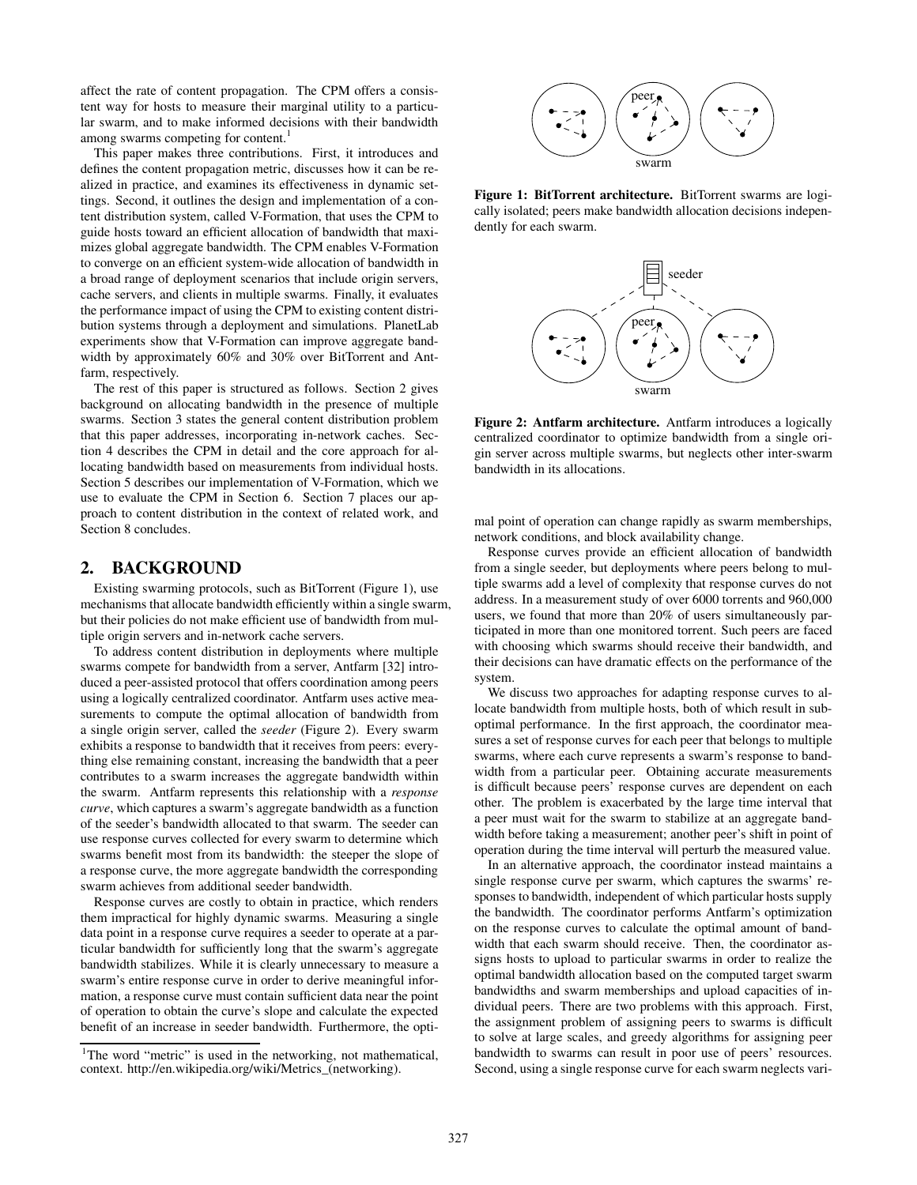affect the rate of content propagation. The CPM offers a consistent way for hosts to measure their marginal utility to a particular swarm, and to make informed decisions with their bandwidth among swarms competing for content.[1]

This paper makes three contributions. First, it introduces and defines the content propagation metric, discusses how it can be realized in practice, and examines its effectiveness in dynamic settings. Second, it outlines the design and implementation of a content distribution system, called V-Formation, that uses the CPM to guide hosts toward an efficient allocation of bandwidth that maximizes global aggregate bandwidth. The CPM enables V-Formation to converge on an efficient system-wide allocation of bandwidth in a broad range of deployment scenarios that include origin servers, cache servers, and clients in multiple swarms. Finally, it evaluates the performance impact of using the CPM to existing content distribution systems through a deployment and simulations. PlanetLab experiments show that V-Formation can improve aggregate bandwidth by approximately 60% and 30% over BitTorrent and Antfarm, respectively.

The rest of this paper is structured as follows. Section 2 gives background on allocating bandwidth in the presence of multiple swarms. Section 3 states the general content distribution problem that this paper addresses, incorporating in-network caches. Section 4 describes the CPM in detail and the core approach for allocating bandwidth based on measurements from individual hosts. Section 5 describes our implementation of V-Formation, which we use to evaluate the CPM in Section 6. Section 7 places our approach to content distribution in the context of related work, and Section 8 concludes.

## 2. BACKGROUND

Existing swarming protocols, such as BitTorrent (Figure 1), use mechanisms that allocate bandwidth efficiently within a single swarm, but their policies do not make efficient use of bandwidth from multiple origin servers and in-network cache servers.

To address content distribution in deployments where multiple swarms compete for bandwidth from a server, Antfarm [32] introduced a peer-assisted protocol that offers coordination among peers using a logically centralized coordinator. Antfarm uses active measurements to compute the optimal allocation of bandwidth from a single origin server, called the *seeder* (Figure 2). Every swarm exhibits a response to bandwidth that it receives from peers: everything else remaining constant, increasing the bandwidth that a peer contributes to a swarm increases the aggregate bandwidth within the swarm. Antfarm represents this relationship with a *response curve*, which captures a swarm's aggregate bandwidth as a function of the seeder's bandwidth allocated to that swarm. The seeder can use response curves collected for every swarm to determine which swarms benefit most from its bandwidth: the steeper the slope of a response curve, the more aggregate bandwidth the corresponding swarm achieves from additional seeder bandwidth.

Response curves are costly to obtain in practice, which renders them impractical for highly dynamic swarms. Measuring a single data point in a response curve requires a seeder to operate at a particular bandwidth for sufficiently long that the swarm's aggregate bandwidth stabilizes. While it is clearly unnecessary to measure a swarm's entire response curve in order to derive meaningful information, a response curve must contain sufficient data near the point of operation to obtain the curve's slope and calculate the expected benefit of an increase in seeder bandwidth. Furthermore, the optimal point of operation can change rapidly as swarm memberships, network conditions, and block availability change.

[1]The word "metric" is used in the networking, not mathematical, context. http://en.wikipedia.org/wiki/Metrics_(networking).

**Figure 1: BitTorrent architecture.** BitTorrent swarms are logically isolated; peers make bandwidth allocation decisions independently for each swarm.

**Figure 2: Antfarm architecture.** Antfarm introduces a logically centralized coordinator to optimize bandwidth from a single origin server across multiple swarms, but neglects other inter-swarm bandwidth in its allocations.

Response curves provide an efficient allocation of bandwidth from a single seeder, but deployments where peers belong to multiple swarms add a level of complexity that response curves do not address. In a measurement study of over 6000 torrents and 960,000 users, we found that more than 20% of users simultaneously participated in more than one monitored torrent. Such peers are faced with choosing which swarms should receive their bandwidth, and their decisions can have dramatic effects on the performance of the system.

We discuss two approaches for adapting response curves to allocate bandwidth from multiple hosts, both of which result in suboptimal performance. In the first approach, the coordinator measures a set of response curves for each peer that belongs to multiple swarms, where each curve represents a swarm's response to bandwidth from a particular peer. Obtaining accurate measurements is difficult because peers' response curves are dependent on each other. The problem is exacerbated by the large time interval that a peer must wait for the swarm to stabilize at an aggregate bandwidth before taking a measurement; another peer's shift in point of operation during the time interval will perturb the measured value.

In an alternative approach, the coordinator instead maintains a single response curve per swarm, which captures the swarms' responses to bandwidth, independent of which particular hosts supply the bandwidth. The coordinator performs Antfarm's optimization on the response curves to calculate the optimal amount of bandwidth that each swarm should receive. Then, the coordinator assigns hosts to upload to particular swarms in order to realize the optimal bandwidth allocation based on the computed target swarm bandwidths and swarm memberships and upload capacities of individual peers. There are two problems with this approach. First, the assignment problem of assigning peers to swarms is difficult to solve at large scales, and greedy algorithms for assigning peer bandwidth to swarms can result in poor use of peers' resources. Second, using a single response curve for each swarm neglects vari-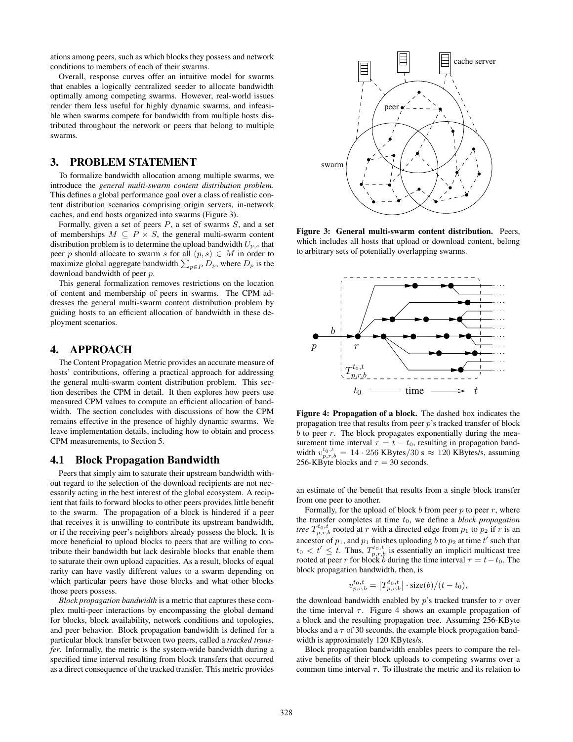ations among peers, such as which blocks they possess and network conditions to members of each of their swarms.

Overall, response curves offer an intuitive model for swarms that enables a logically centralized seeder to allocate bandwidth optimally among competing swarms. However, real-world issues render them less useful for highly dynamic swarms, and infeasible when swarms compete for bandwidth from multiple hosts distributed throughout the network or peers that belong to multiple swarms.

## 3. PROBLEM STATEMENT

To formalize bandwidth allocation among multiple swarms, we introduce the *general multi-swarm content distribution problem*. This defines a global performance goal over a class of realistic content distribution scenarios comprising origin servers, in-network caches, and end hosts organized into swarms (Figure 3).

Formally, given a set of peers $P$, a set of swarms $S$, and a set of memberships $M \subseteq P \times S$, the general multi-swarm content distribution problem is to determine the upload bandwidth $U_{p,s}$ that peer $p$ should allocate to swarm $s$ for all $(p, s) \in M$ in order to maximize global aggregate bandwidth $\sum_{p \in P} D_p$, where $D_p$ is the download bandwidth of peer $p$.

This general formalization removes restrictions on the location of content and membership of peers in swarms. The CPM addresses the general multi-swarm content distribution problem by guiding hosts to an efficient allocation of bandwidth in these deployment scenarios.

**Figure 3: General multi-swarm content distribution.** Peers, which includes all hosts that upload or download content, belong to arbitrary sets of potentially overlapping swarms.

## 4. APPROACH

The Content Propagation Metric provides an accurate measure of hosts' contributions, offering a practical approach for addressing the general multi-swarm content distribution problem. This section describes the CPM in detail. It then explores how peers use measured CPM values to compute an efficient allocation of bandwidth. The section concludes with discussions of how the CPM remains effective in the presence of highly dynamic swarms. We leave implementation details, including how to obtain and process CPM measurements, to Section 5.

### 4.1 Block Propagation Bandwidth

Peers that simply aim to saturate their upstream bandwidth without regard to the selection of the download recipients are not necessarily acting in the best interest of the global ecosystem. A recipient that fails to forward blocks to other peers provides little benefit to the swarm. The propagation of a block is hindered if a peer that receives it is unwilling to contribute its upstream bandwidth, or if the receiving peer's neighbors already possess the block. It is more beneficial to upload blocks to peers that are willing to contribute their bandwidth but lack desirable blocks that enable them to saturate their own upload capacities. As a result, blocks of equal rarity can have vastly different values to a swarm depending on which particular peers have those blocks and what other blocks those peers possess.

*Block propagation bandwidth* is a metric that captures these complex multi-peer interactions by encompassing the global demand for blocks, block availability, network conditions and topologies, and peer behavior. Block propagation bandwidth is defined for a particular block transfer between two peers, called a *tracked transfer*. Informally, the metric is the system-wide bandwidth during a specified time interval resulting from block transfers that occurred as a direct consequence of the tracked transfer. This metric provides an estimate of the benefit that results from a single block transfer from one peer to another.

**Figure 4: Propagation of a block.** The dashed box indicates the propagation tree that results from peer $p$'s tracked transfer of block $b$ to peer $r$. The block propagates exponentially during the measurement time interval $\tau = t - t_0$, resulting in propagation bandwidth $v_{p,r,b}^{t_0,t} = 14 \cdot 256$ KBytes$/30$ s $\approx 120$ KBytes/s, assuming 256-KByte blocks and $\tau = 30$ seconds.

Formally, for the upload of block $b$ from peer $p$ to peer $r$, where the transfer completes at time $t_0$, we define a *block propagation tree* $T_{p,r,b}^{t_0,t}$ rooted at $r$ with a directed edge from $p_1$ to $p_2$ if $r$ is an ancestor of $p_1$, and $p_1$ finishes uploading $b$ to $p_2$ at time $t'$ such that $t_0 < t' \leq t$. Thus, $T_{p,r,b}^{t_0,t}$ is essentially an implicit multicast tree rooted at peer $r$ for block $b$ during the time interval $\tau = t - t_0$. The block propagation bandwidth, then, is

$$v_{p,r,b}^{t_0,t} = \left|T_{p,r,b}^{t_0,t}\right| \cdot \text{size}(b)/(t - t_0),$$

the download bandwidth enabled by $p$'s tracked transfer to $r$ over the time interval $\tau$. Figure 4 shows an example propagation of a block and the resulting propagation tree. Assuming 256-KByte blocks and a $\tau$ of 30 seconds, the example block propagation bandwidth is approximately 120 KBytes/s.

Block propagation bandwidth enables peers to compare the relative benefits of their block uploads to competing swarms over a common time interval $\tau$. To illustrate the metric and its relation to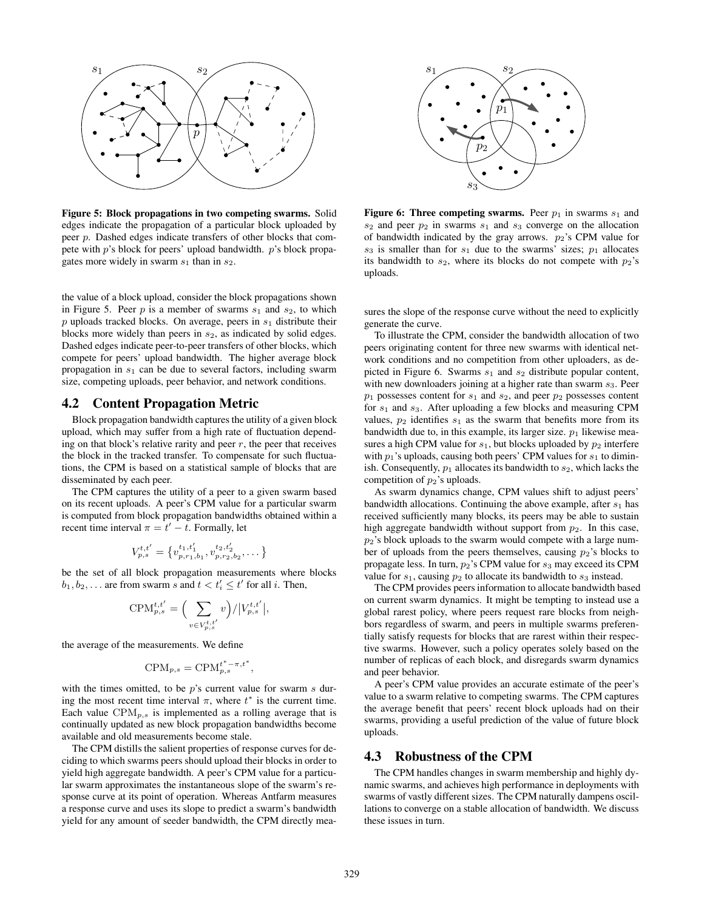**Figure 5: Block propagations in two competing swarms.** Solid edges indicate the propagation of a particular block uploaded by peer $p$. Dashed edges indicate transfers of other blocks that compete with $p$'s block for peers' upload bandwidth. $p$'s block propagates more widely in swarm $s_1$ than in $s_2$.

the value of a block upload, consider the block propagations shown in Figure 5. Peer $p$ is a member of swarms $s_1$ and $s_2$, to which $p$ uploads tracked blocks. On average, peers in $s_1$ distribute their blocks more widely than peers in $s_2$, as indicated by solid edges. Dashed edges indicate peer-to-peer transfers of other blocks, which compete for peers' upload bandwidth. The higher average block propagation in $s_1$ can be due to several factors, including swarm size, competing uploads, peer behavior, and network conditions.

## 4.2 Content Propagation Metric

Block propagation bandwidth captures the utility of a given block upload, which may suffer from a high rate of fluctuation depending on that block's relative rarity and peer $r$, the peer that receives the block in the tracked transfer. To compensate for such fluctuations, the CPM is based on a statistical sample of blocks that are disseminated by each peer.

The CPM captures the utility of a peer to a given swarm based on its recent uploads. A peer's CPM value for a particular swarm is computed from block propagation bandwidths obtained within a recent time interval $\pi = t' - t$. Formally, let

$$V_{p,s}^{t,t'} = \{v_{p,r_1,b_1}^{t_1,t_1'}, v_{p,r_2,b_2}^{t_2,t_2'}, \dots\}$$

be the set of all block propagation measurements where blocks $b_1, b_2, \dots$ are from swarm $s$ and $t < t_i' \leq t'$ for all $i$. Then,

$$\text{CPM}_{p,s}^{t,t'} = \Big(\sum_{v \in V_{p,s}^{t,t'}} v\Big) / |V_{p,s}^{t,t'}|,$$

the average of the measurements. We define

$$\text{CPM}_{p,s} = \text{CPM}_{p,s}^{t^*-\pi,t^*},$$

with the times omitted, to be $p$'s current value for swarm $s$ during the most recent time interval $\pi$, where $t^*$ is the current time. Each value $\text{CPM}_{p,s}$ is implemented as a rolling average that is continually updated as new block propagation bandwidths become available and old measurements become stale.

The CPM distills the salient properties of response curves for deciding to which swarms peers should upload their blocks in order to yield high aggregate bandwidth. A peer's CPM value for a particular swarm approximates the instantaneous slope of the swarm's response curve at its point of operation. Whereas Antfarm measures a response curve and uses its slope to predict a swarm's bandwidth yield for any amount of seeder bandwidth, the CPM directly measures the slope of the response curve without the need to explicitly generate the curve.

**Figure 6: Three competing swarms.** Peer $p_1$ in swarms $s_1$ and $s_2$ and peer $p_2$ in swarms $s_1$ and $s_3$ converge on the allocation of bandwidth indicated by the gray arrows. $p_2$'s CPM value for $s_3$ is smaller than for $s_1$ due to the swarms' sizes; $p_1$ allocates its bandwidth to $s_2$, where its blocks do not compete with $p_2$'s uploads.

To illustrate the CPM, consider the bandwidth allocation of two peers originating content for three new swarms with identical network conditions and no competition from other uploaders, as depicted in Figure 6. Swarms $s_1$ and $s_2$ distribute popular content, with new downloaders joining at a higher rate than swarm $s_3$. Peer $p_1$ possesses content for $s_1$ and $s_2$, and peer $p_2$ possesses content for $s_1$ and $s_3$. After uploading a few blocks and measuring CPM values, $p_2$ identifies $s_1$ as the swarm that benefits more from its bandwidth due to, in this example, its larger size. $p_1$ likewise measures a high CPM value for $s_1$, but blocks uploaded by $p_2$ interfere with $p_1$'s uploads, causing both peers' CPM values for $s_1$ to diminish. Consequently, $p_1$ allocates its bandwidth to $s_2$, which lacks the competition of $p_2$'s uploads.

As swarm dynamics change, CPM values shift to adjust peers' bandwidth allocations. Continuing the above example, after $s_1$ has received sufficiently many blocks, its peers may be able to sustain high aggregate bandwidth without support from $p_2$. In this case, $p_2$'s block uploads to the swarm would compete with a large number of uploads from the peers themselves, causing $p_2$'s blocks to propagate less. In turn, $p_2$'s CPM value for $s_3$ may exceed its CPM value for $s_1$, causing $p_2$ to allocate its bandwidth to $s_3$ instead.

The CPM provides peers information to allocate bandwidth based on current swarm dynamics. It might be tempting to instead use a global rarest policy, where peers request rare blocks from neighbors regardless of swarm, and peers in multiple swarms preferentially satisfy requests for blocks that are rarest within their respective swarms. However, such a policy operates solely based on the number of replicas of each block, and disregards swarm dynamics and peer behavior.

A peer's CPM value provides an accurate estimate of the peer's value to a swarm relative to competing swarms. The CPM captures the average benefit that peers' recent block uploads had on their swarms, providing a useful prediction of the value of future block uploads.

## 4.3 Robustness of the CPM

The CPM handles changes in swarm membership and highly dynamic swarms, and achieves high performance in deployments with swarms of vastly different sizes. The CPM naturally dampens oscillations to converge on a stable allocation of bandwidth. We discuss these issues in turn.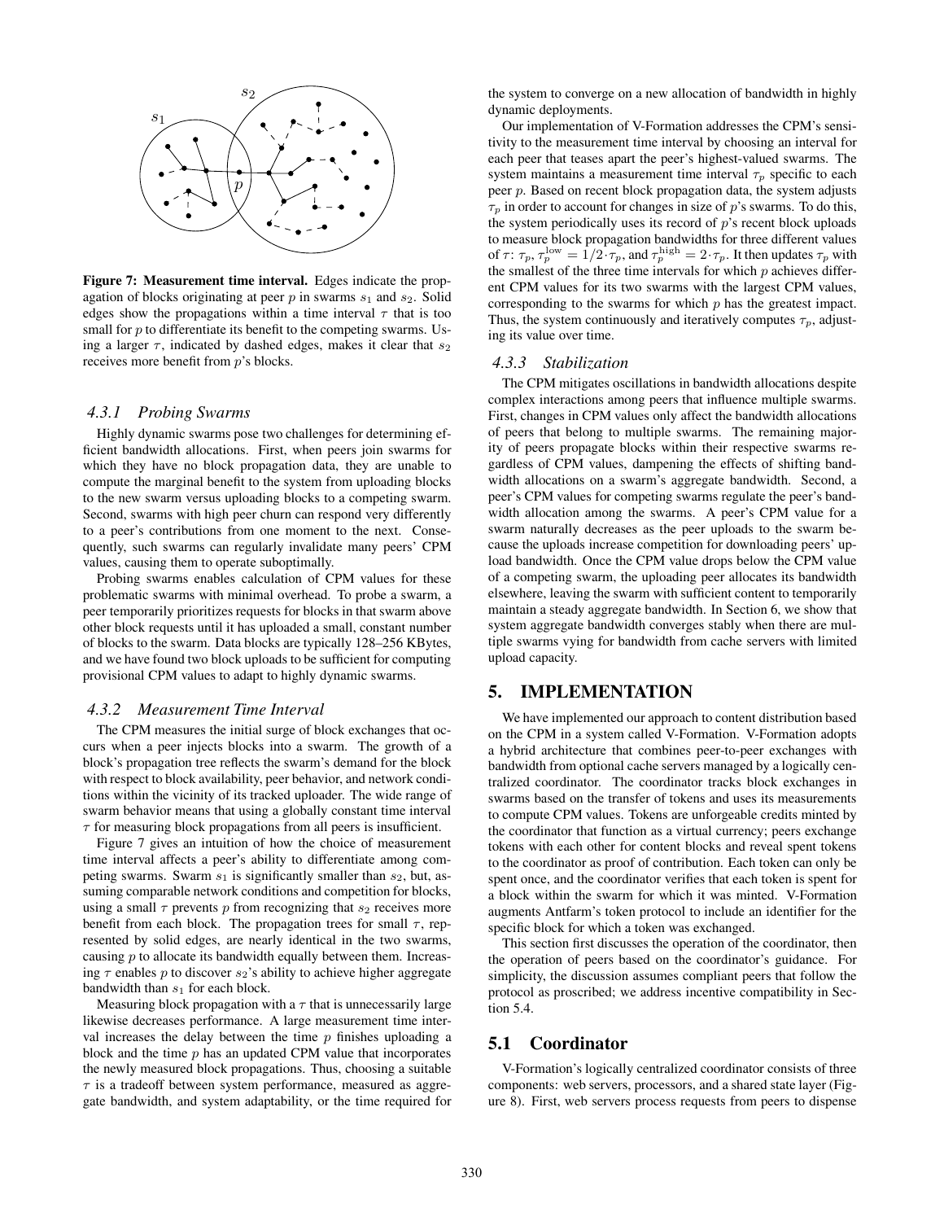Figure 7: **Measurement time interval.** Edges indicate the propagation of blocks originating at peer $p$ in swarms $s_1$ and $s_2$. Solid edges show the propagations within a time interval $\tau$ that is too small for $p$ to differentiate its benefit to the competing swarms. Using a larger $\tau$, indicated by dashed edges, makes it clear that $s_2$ receives more benefit from $p$'s blocks.

### 4.3.1 Probing Swarms

Highly dynamic swarms pose two challenges for determining efficient bandwidth allocations. First, when peers join swarms for which they have no block propagation data, they are unable to compute the marginal benefit to the system from uploading blocks to the new swarm versus uploading blocks to a competing swarm. Second, swarms with high peer churn can respond very differently to a peer's contributions from one moment to the next. Consequently, such swarms can regularly invalidate many peers' CPM values, causing them to operate suboptimally.

Probing swarms enables calculation of CPM values for these problematic swarms with minimal overhead. To probe a swarm, a peer temporarily prioritizes requests for blocks in that swarm above other block requests until it has uploaded a small, constant number of blocks to the swarm. Data blocks are typically 128–256 KBytes, and we have found two block uploads to be sufficient for computing provisional CPM values to adapt to highly dynamic swarms.

### 4.3.2 Measurement Time Interval

The CPM measures the initial surge of block exchanges that occurs when a peer injects blocks into a swarm. The growth of a block's propagation tree reflects the swarm's demand for the block with respect to block availability, peer behavior, and network conditions within the vicinity of its tracked uploader. The wide range of swarm behavior means that using a globally constant time interval $\tau$ for measuring block propagations from all peers is insufficient.

Figure 7 gives an intuition of how the choice of measurement time interval affects a peer's ability to differentiate among competing swarms. Swarm $s_1$ is significantly smaller than $s_2$, but, assuming comparable network conditions and competition for blocks, using a small $\tau$ prevents $p$ from recognizing that $s_2$ receives more benefit from each block. The propagation trees for small $\tau$, represented by solid edges, are nearly identical in the two swarms, causing $p$ to allocate its bandwidth equally between them. Increasing $\tau$ enables $p$ to discover $s_2$'s ability to achieve higher aggregate bandwidth than $s_1$ for each block.

Measuring block propagation with a $\tau$ that is unnecessarily large likewise decreases performance. A large measurement time interval increases the delay between the time $p$ finishes uploading a block and the time $p$ has an updated CPM value that incorporates the newly measured block propagations. Thus, choosing a suitable $\tau$ is a tradeoff between system performance, measured as aggregate bandwidth, and system adaptability, or the time required for the system to converge on a new allocation of bandwidth in highly dynamic deployments.

Our implementation of V-Formation addresses the CPM's sensitivity to the measurement time interval by choosing an interval for each peer that teases apart the peer's highest-valued swarms. The system maintains a measurement time interval $\tau_p$ specific to each peer $p$. Based on recent block propagation data, the system adjusts $\tau_p$ in order to account for changes in size of $p$'s swarms. To do this, the system periodically uses its record of $p$'s recent block uploads to measure block propagation bandwidths for three different values of $\tau$: $\tau_p$, $\tau_p^{\text{low}} = 1/2 \cdot \tau_p$, and $\tau_p^{\text{high}} = 2 \cdot \tau_p$. It then updates $\tau_p$ with the smallest of the three time intervals for which $p$ achieves different CPM values for its two swarms with the largest CPM values, corresponding to the swarms for which $p$ has the greatest impact. Thus, the system continuously and iteratively computes $\tau_p$, adjusting its value over time.

### 4.3.3 Stabilization

The CPM mitigates oscillations in bandwidth allocations despite complex interactions among peers that influence multiple swarms. First, changes in CPM values only affect the bandwidth allocations of peers that belong to multiple swarms. The remaining majority of peers propagate blocks within their respective swarms regardless of CPM values, dampening the effects of shifting bandwidth allocations on a swarm's aggregate bandwidth. Second, a peer's CPM values for competing swarms regulate the peer's bandwidth allocation among the swarms. A peer's CPM value for a swarm naturally decreases as the peer uploads to the swarm because the uploads increase competition for downloading peers' upload bandwidth. Once the CPM value drops below the CPM value of a competing swarm, the uploading peer allocates its bandwidth elsewhere, leaving the swarm with sufficient content to temporarily maintain a steady aggregate bandwidth. In Section 6, we show that system aggregate bandwidth converges stably when there are multiple swarms vying for bandwidth from cache servers with limited upload capacity.

## 5. IMPLEMENTATION

We have implemented our approach to content distribution based on the CPM in a system called V-Formation. V-Formation adopts a hybrid architecture that combines peer-to-peer exchanges with bandwidth from optional cache servers managed by a logically centralized coordinator. The coordinator tracks block exchanges in swarms based on the transfer of tokens and uses its measurements to compute CPM values. Tokens are unforgeable credits minted by the coordinator that function as a virtual currency; peers exchange tokens with each other for content blocks and reveal spent tokens to the coordinator as proof of contribution. Each token can only be spent once, and the coordinator verifies that each token is spent for a block within the swarm for which it was minted. V-Formation augments Antfarm's token protocol to include an identifier for the specific block for which a token was exchanged.

This section first discusses the operation of the coordinator, then the operation of peers based on the coordinator's guidance. For simplicity, the discussion assumes compliant peers that follow the protocol as proscribed; we address incentive compatibility in Section 5.4.

## 5.1 Coordinator

V-Formation's logically centralized coordinator consists of three components: web servers, processors, and a shared state layer (Figure 8). First, web servers process requests from peers to dispense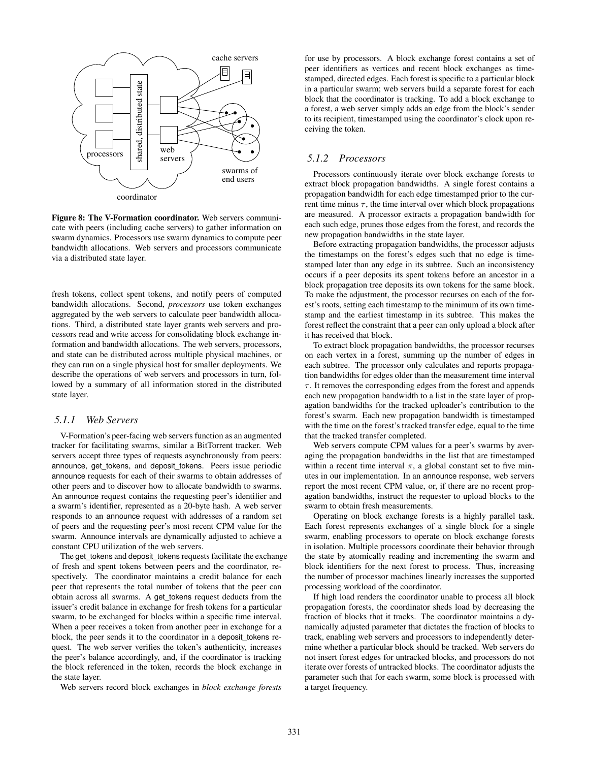cache servers

shared, distributed state

processors

web servers

swarms of end users

coordinator

**Figure 8: The V-Formation coordinator.** Web servers communicate with peers (including cache servers) to gather information on swarm dynamics. Processors use swarm dynamics to compute peer bandwidth allocations. Web servers and processors communicate via a distributed state layer.

fresh tokens, collect spent tokens, and notify peers of computed bandwidth allocations. Second, *processors* use token exchanges aggregated by the web servers to calculate peer bandwidth allocations. Third, a distributed state layer grants web servers and processors read and write access for consolidating block exchange information and bandwidth allocations. The web servers, processors, and state can be distributed across multiple physical machines, or they can run on a single physical host for smaller deployments. We describe the operations of web servers and processors in turn, followed by a summary of all information stored in the distributed state layer.

### 5.1.1 Web Servers

V-Formation's peer-facing web servers function as an augmented tracker for facilitating swarms, similar a BitTorrent tracker. Web servers accept three types of requests asynchronously from peers: announce, get_tokens, and deposit_tokens. Peers issue periodic announce requests for each of their swarms to obtain addresses of other peers and to discover how to allocate bandwidth to swarms. An announce request contains the requesting peer's identifier and a swarm's identifier, represented as a 20-byte hash. A web server responds to an announce request with addresses of a random set of peers and the requesting peer's most recent CPM value for the swarm. Announce intervals are dynamically adjusted to achieve a constant CPU utilization of the web servers.

The get_tokens and deposit_tokens requests facilitate the exchange of fresh and spent tokens between peers and the coordinator, respectively. The coordinator maintains a credit balance for each peer that represents the total number of tokens that the peer can obtain across all swarms. A get_tokens request deducts from the issuer's credit balance in exchange for fresh tokens for a particular swarm, to be exchanged for blocks within a specific time interval. When a peer receives a token from another peer in exchange for a block, the peer sends it to the coordinator in a deposit_tokens request. The web server verifies the token's authenticity, increases the peer's balance accordingly, and, if the coordinator is tracking the block referenced in the token, records the block exchange in the state layer.

Web servers record block exchanges in *block exchange forests* for use by processors. A block exchange forest contains a set of peer identifiers as vertices and recent block exchanges as timestamped, directed edges. Each forest is specific to a particular block in a particular swarm; web servers build a separate forest for each block that the coordinator is tracking. To add a block exchange to a forest, a web server simply adds an edge from the block's sender to its recipient, timestamped using the coordinator's clock upon receiving the token.

### 5.1.2 Processors

Processors continuously iterate over block exchange forests to extract block propagation bandwidths. A single forest contains a propagation bandwidth for each edge timestamped prior to the current time minus $\tau$, the time interval over which block propagations are measured. A processor extracts a propagation bandwidth for each such edge, prunes those edges from the forest, and records the new propagation bandwidths in the state layer.

Before extracting propagation bandwidths, the processor adjusts the timestamps on the forest's edges such that no edge is timestamped later than any edge in its subtree. Such an inconsistency occurs if a peer deposits its spent tokens before an ancestor in a block propagation tree deposits its own tokens for the same block. To make the adjustment, the processor recurses on each of the forest's roots, setting each timestamp to the minimum of its own timestamp and the earliest timestamp in its subtree. This makes the forest reflect the constraint that a peer can only upload a block after it has received that block.

To extract block propagation bandwidths, the processor recurses on each vertex in a forest, summing up the number of edges in each subtree. The processor only calculates and reports propagation bandwidths for edges older than the measurement time interval $\tau$. It removes the corresponding edges from the forest and appends each new propagation bandwidth to a list in the state layer of propagation bandwidths for the tracked uploader's contribution to the forest's swarm. Each new propagation bandwidth is timestamped with the time on the forest's tracked transfer edge, equal to the time that the tracked transfer completed.

Web servers compute CPM values for a peer's swarms by averaging the propagation bandwidths in the list that are timestamped within a recent time interval $\pi$, a global constant set to five minutes in our implementation. In an announce response, web servers report the most recent CPM value, or, if there are no recent propagation bandwidths, instruct the requester to upload blocks to the swarm to obtain fresh measurements.

Operating on block exchange forests is a highly parallel task. Each forest represents exchanges of a single block for a single swarm, enabling processors to operate on block exchange forests in isolation. Multiple processors coordinate their behavior through the state by atomically reading and incrementing the swarm and block identifiers for the next forest to process. Thus, increasing the number of processor machines linearly increases the supported processing workload of the coordinator.

If high load renders the coordinator unable to process all block propagation forests, the coordinator sheds load by decreasing the fraction of blocks that it tracks. The coordinator maintains a dynamically adjusted parameter that dictates the fraction of blocks to track, enabling web servers and processors to independently determine whether a particular block should be tracked. Web servers do not insert forest edges for untracked blocks, and processors do not iterate over forests of untracked blocks. The coordinator adjusts the parameter such that for each swarm, some block is processed with a target frequency.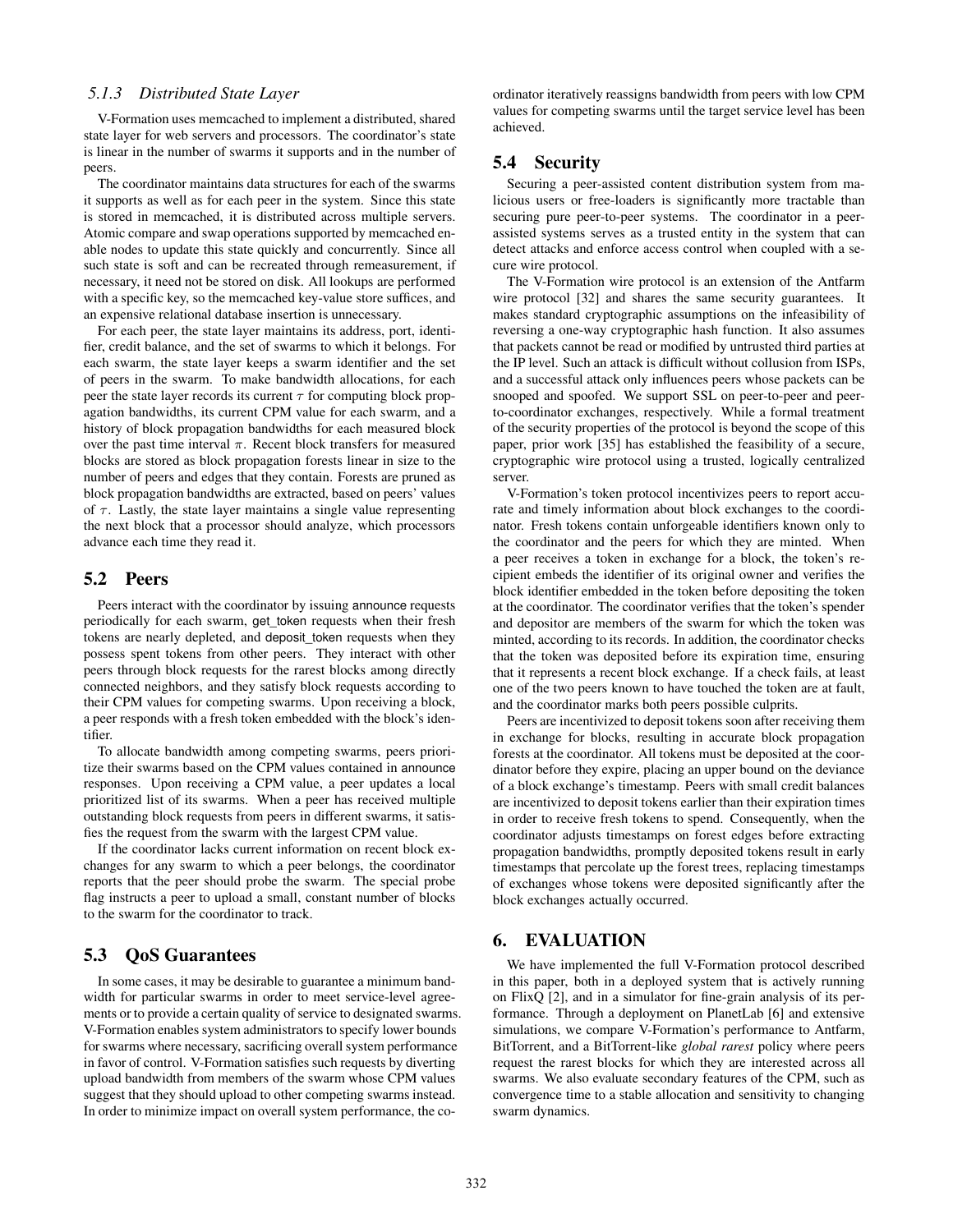### 5.1.3 Distributed State Layer

V-Formation uses memcached to implement a distributed, shared state layer for web servers and processors. The coordinator's state is linear in the number of swarms it supports and in the number of peers.

The coordinator maintains data structures for each of the swarms it supports as well as for each peer in the system. Since this state is stored in memcached, it is distributed across multiple servers. Atomic compare and swap operations supported by memcached enable nodes to update this state quickly and concurrently. Since all such state is soft and can be recreated through remeasurement, if necessary, it need not be stored on disk. All lookups are performed with a specific key, so the memcached key-value store suffices, and an expensive relational database insertion is unnecessary.

For each peer, the state layer maintains its address, port, identifier, credit balance, and the set of swarms to which it belongs. For each swarm, the state layer keeps a swarm identifier and the set of peers in the swarm. To make bandwidth allocations, for each peer the state layer records its current $\tau$ for computing block propagation bandwidths, its current CPM value for each swarm, and a history of block propagation bandwidths for each measured block over the past time interval $\pi$. Recent block transfers for measured blocks are stored as block propagation forests linear in size to the number of peers and edges that they contain. Forests are pruned as block propagation bandwidths are extracted, based on peers' values of $\tau$. Lastly, the state layer maintains a single value representing the next block that a processor should analyze, which processors advance each time they read it.

## 5.2 Peers

Peers interact with the coordinator by issuing announce requests periodically for each swarm, get_token requests when their fresh tokens are nearly depleted, and deposit_token requests when they possess spent tokens from other peers. They interact with other peers through block requests for the rarest blocks among directly connected neighbors, and they satisfy block requests according to their CPM values for competing swarms. Upon receiving a block, a peer responds with a fresh token embedded with the block's identifier.

To allocate bandwidth among competing swarms, peers prioritize their swarms based on the CPM values contained in announce responses. Upon receiving a CPM value, a peer updates a local prioritized list of its swarms. When a peer has received multiple outstanding block requests from peers in different swarms, it satisfies the request from the swarm with the largest CPM value.

If the coordinator lacks current information on recent block exchanges for any swarm to which a peer belongs, the coordinator reports that the peer should probe the swarm. The special probe flag instructs a peer to upload a small, constant number of blocks to the swarm for the coordinator to track.

## 5.3 QoS Guarantees

In some cases, it may be desirable to guarantee a minimum bandwidth for particular swarms in order to meet service-level agreements or to provide a certain quality of service to designated swarms. V-Formation enables system administrators to specify lower bounds for swarms where necessary, sacrificing overall system performance in favor of control. V-Formation satisfies such requests by diverting upload bandwidth from members of the swarm whose CPM values suggest that they should upload to other competing swarms instead. In order to minimize impact on overall system performance, the coordinator iteratively reassigns bandwidth from peers with low CPM values for competing swarms until the target service level has been achieved.

## 5.4 Security

Securing a peer-assisted content distribution system from malicious users or free-loaders is significantly more tractable than securing pure peer-to-peer systems. The coordinator in a peer-assisted systems serves as a trusted entity in the system that can detect attacks and enforce access control when coupled with a secure wire protocol.

The V-Formation wire protocol is an extension of the Antfarm wire protocol [32] and shares the same security guarantees. It makes standard cryptographic assumptions on the infeasibility of reversing a one-way cryptographic hash function. It also assumes that packets cannot be read or modified by untrusted third parties at the IP level. Such an attack is difficult without collusion from ISPs, and a successful attack only influences peers whose packets can be snooped and spoofed. We support SSL on peer-to-peer and peer-to-coordinator exchanges, respectively. While a formal treatment of the security properties of the protocol is beyond the scope of this paper, prior work [35] has established the feasibility of a secure, cryptographic wire protocol using a trusted, logically centralized server.

V-Formation's token protocol incentivizes peers to report accurate and timely information about block exchanges to the coordinator. Fresh tokens contain unforgeable identifiers known only to the coordinator and the peers for which they are minted. When a peer receives a token in exchange for a block, the token's recipient embeds the identifier of its original owner and verifies the block identifier embedded in the token before depositing the token at the coordinator. The coordinator verifies that the token's spender and depositor are members of the swarm for which the token was minted, according to its records. In addition, the coordinator checks that the token was deposited before its expiration time, ensuring that it represents a recent block exchange. If a check fails, at least one of the two peers known to have touched the token are at fault, and the coordinator marks both peers possible culprits.

Peers are incentivized to deposit tokens soon after receiving them in exchange for blocks, resulting in accurate block propagation forests at the coordinator. All tokens must be deposited at the coordinator before they expire, placing an upper bound on the deviance of a block exchange's timestamp. Peers with small credit balances are incentivized to deposit tokens earlier than their expiration times in order to receive fresh tokens to spend. Consequently, when the coordinator adjusts timestamps on forest edges before extracting propagation bandwidths, promptly deposited tokens result in early timestamps that percolate up the forest trees, replacing timestamps of exchanges whose tokens were deposited significantly after the block exchanges actually occurred.

# 6. EVALUATION

We have implemented the full V-Formation protocol described in this paper, both in a deployed system that is actively running on FlixQ [2], and in a simulator for fine-grain analysis of its performance. Through a deployment on PlanetLab [6] and extensive simulations, we compare V-Formation's performance to Antfarm, BitTorrent, and a BitTorrent-like *global rarest* policy where peers request the rarest blocks for which they are interested across all swarms. We also evaluate secondary features of the CPM, such as convergence time to a stable allocation and sensitivity to changing swarm dynamics.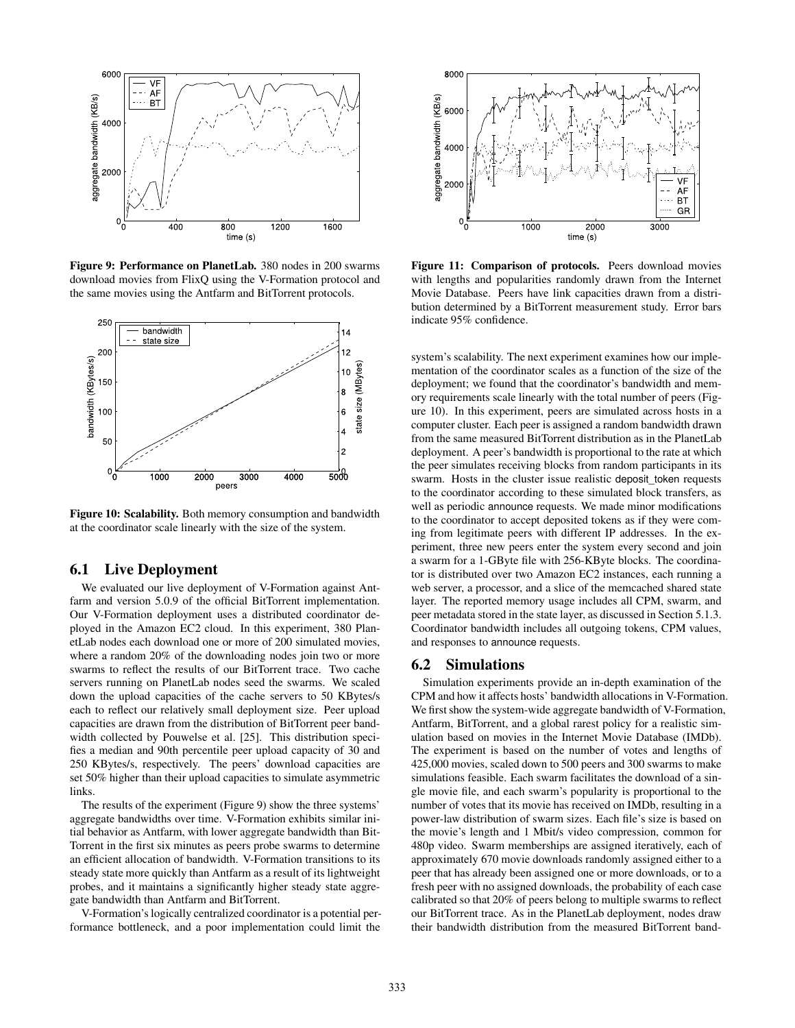**Figure 9: Performance on PlanetLab.** 380 nodes in 200 swarms download movies from FlixQ using the V-Formation protocol and the same movies using the Antfarm and BitTorrent protocols.

**Figure 10: Scalability.** Both memory consumption and bandwidth at the coordinator scale linearly with the size of the system.

## 6.1 Live Deployment

We evaluated our live deployment of V-Formation against Antfarm and version 5.0.9 of the official BitTorrent implementation. Our V-Formation deployment uses a distributed coordinator deployed in the Amazon EC2 cloud. In this experiment, 380 PlanetLab nodes each download one or more of 200 simulated movies, where a random 20% of the downloading nodes join two or more swarms to reflect the results of our BitTorrent trace. Two cache servers running on PlanetLab nodes seed the swarms. We scaled down the upload capacities of the cache servers to 50 KBytes/s each to reflect our relatively small deployment size. Peer upload capacities are drawn from the distribution of BitTorrent peer bandwidth collected by Pouwelse et al. [25]. This distribution specifies a median and 90th percentile peer upload capacity of 30 and 250 KBytes/s, respectively. The peers' download capacities are set 50% higher than their upload capacities to simulate asymmetric links.

The results of the experiment (Figure 9) show the three systems' aggregate bandwidths over time. V-Formation exhibits similar initial behavior as Antfarm, with lower aggregate bandwidth than BitTorrent in the first six minutes as peers probe swarms to determine an efficient allocation of bandwidth. V-Formation transitions to its steady state more quickly than Antfarm as a result of its lightweight probes, and it maintains a significantly higher steady state aggregate bandwidth than Antfarm and BitTorrent.

V-Formation's logically centralized coordinator is a potential performance bottleneck, and a poor implementation could limit the system's scalability. The next experiment examines how our implementation of the coordinator scales as a function of the size of the deployment; we found that the coordinator's bandwidth and memory requirements scale linearly with the total number of peers (Figure 10). In this experiment, peers are simulated across hosts in a computer cluster. Each peer is assigned a random bandwidth drawn from the same measured BitTorrent distribution as in the PlanetLab deployment. A peer's bandwidth is proportional to the rate at which the peer simulates receiving blocks from random participants in its swarm. Hosts in the cluster issue realistic deposit_token requests to the coordinator according to these simulated block transfers, as well as periodic announce requests. We made minor modifications to the coordinator to accept deposited tokens as if they were coming from legitimate peers with different IP addresses. In the experiment, three new peers enter the system every second and join a swarm for a 1-GByte file with 256-KByte blocks. The coordinator is distributed over two Amazon EC2 instances, each running a web server, a processor, and a slice of the memcached shared state layer. The reported memory usage includes all CPM, swarm, and peer metadata stored in the state layer, as discussed in Section 5.1.3. Coordinator bandwidth includes all outgoing tokens, CPM values, and responses to announce requests.

**Figure 11: Comparison of protocols.** Peers download movies with lengths and popularities randomly drawn from the Internet Movie Database. Peers have link capacities drawn from a distribution determined by a BitTorrent measurement study. Error bars indicate 95% confidence.

## 6.2 Simulations

Simulation experiments provide an in-depth examination of the CPM and how it affects hosts' bandwidth allocations in V-Formation. We first show the system-wide aggregate bandwidth of V-Formation, Antfarm, BitTorrent, and a global rarest policy for a realistic simulation based on movies in the Internet Movie Database (IMDb). The experiment is based on the number of votes and lengths of 425,000 movies, scaled down to 500 peers and 300 swarms to make simulations feasible. Each swarm facilitates the download of a single movie file, and each swarm's popularity is proportional to the number of votes that its movie has received on IMDb, resulting in a power-law distribution of swarm sizes. Each file's size is based on the movie's length and 1 Mbit/s video compression, common for 480p video. Swarm memberships are assigned iteratively, each of approximately 670 movie downloads randomly assigned either to a peer that has already been assigned one or more downloads, or to a fresh peer with no assigned downloads, the probability of each case calibrated so that 20% of peers belong to multiple swarms to reflect our BitTorrent trace. As in the PlanetLab deployment, nodes draw their bandwidth distribution from the measured BitTorrent band-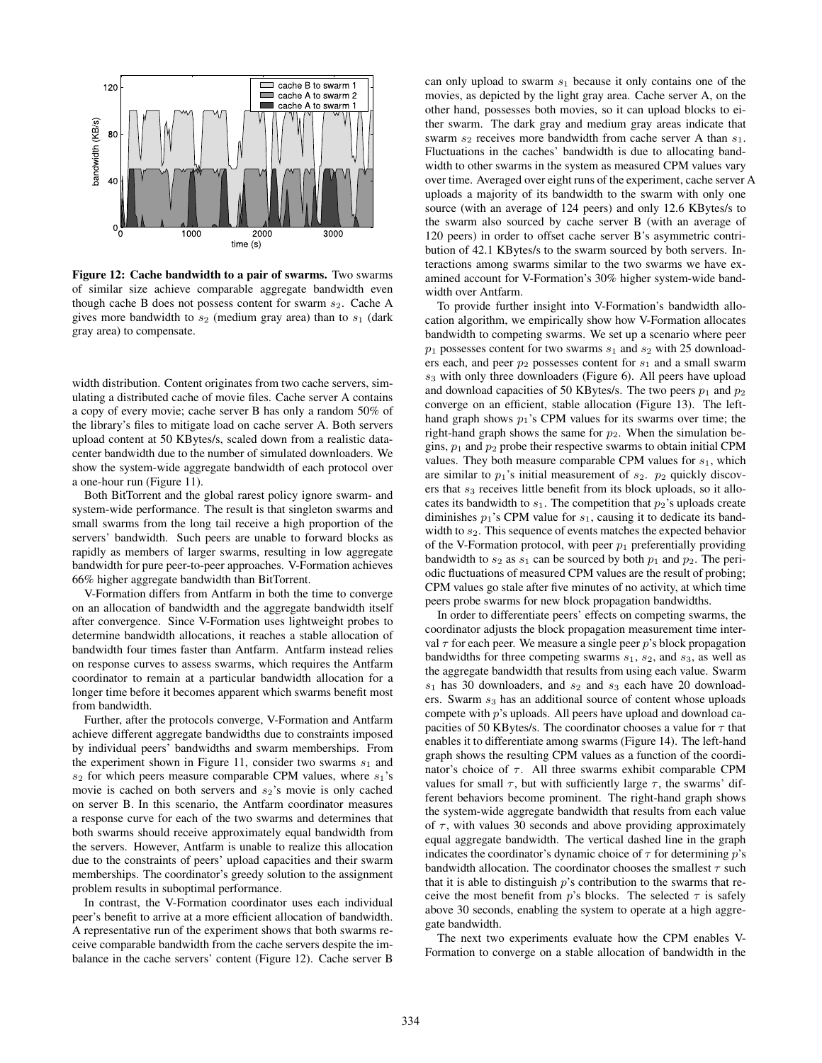**Figure 12: Cache bandwidth to a pair of swarms.** Two swarms of similar size achieve comparable aggregate bandwidth even though cache B does not possess content for swarm $s_2$. Cache A gives more bandwidth to $s_2$ (medium gray area) than to $s_1$ (dark gray area) to compensate.

width distribution. Content originates from two cache servers, simulating a distributed cache of movie files. Cache server A contains a copy of every movie; cache server B has only a random 50% of the library's files to mitigate load on cache server A. Both servers upload content at 50 KBytes/s, scaled down from a realistic datacenter bandwidth due to the number of simulated downloaders. We show the system-wide aggregate bandwidth of each protocol over a one-hour run (Figure 11).

Both BitTorrent and the global rarest policy ignore swarm- and system-wide performance. The result is that singleton swarms and small swarms from the long tail receive a high proportion of the servers' bandwidth. Such peers are unable to forward blocks as rapidly as members of larger swarms, resulting in low aggregate bandwidth for pure peer-to-peer approaches. V-Formation achieves 66% higher aggregate bandwidth than BitTorrent.

V-Formation differs from Antfarm in both the time to converge on an allocation of bandwidth and the aggregate bandwidth itself after convergence. Since V-Formation uses lightweight probes to determine bandwidth allocations, it reaches a stable allocation of bandwidth four times faster than Antfarm. Antfarm instead relies on response curves to assess swarms, which requires the Antfarm coordinator to remain at a particular bandwidth allocation for a longer time before it becomes apparent which swarms benefit most from bandwidth.

Further, after the protocols converge, V-Formation and Antfarm achieve different aggregate bandwidths due to constraints imposed by individual peers' bandwidths and swarm memberships. From the experiment shown in Figure 11, consider two swarms $s_1$ and $s_2$ for which peers measure comparable CPM values, where $s_1$'s movie is cached on both servers and $s_2$'s movie is only cached on server B. In this scenario, the Antfarm coordinator measures a response curve for each of the two swarms and determines that both swarms should receive approximately equal bandwidth from the servers. However, Antfarm is unable to realize this allocation due to the constraints of peers' upload capacities and their swarm memberships. The coordinator's greedy solution to the assignment problem results in suboptimal performance.

In contrast, the V-Formation coordinator uses each individual peer's benefit to arrive at a more efficient allocation of bandwidth. A representative run of the experiment shows that both swarms receive comparable bandwidth from the cache servers despite the imbalance in the cache servers' content (Figure 12). Cache server B can only upload to swarm $s_1$ because it only contains one of the movies, as depicted by the light gray area. Cache server A, on the other hand, possesses both movies, so it can upload blocks to either swarm. The dark gray and medium gray areas indicate that swarm $s_2$ receives more bandwidth from cache server A than $s_1$. Fluctuations in the caches' bandwidth is due to allocating bandwidth to other swarms in the system as measured CPM values vary over time. Averaged over eight runs of the experiment, cache server A uploads a majority of its bandwidth to the swarm with only one source (with an average of 124 peers) and only 12.6 KBytes/s to the swarm also sourced by cache server B (with an average of 120 peers) in order to offset cache server B's asymmetric contribution of 42.1 KBytes/s to the swarm sourced by both servers. Interactions among swarms similar to the two swarms we have examined account for V-Formation's 30% higher system-wide bandwidth over Antfarm.

To provide further insight into V-Formation's bandwidth allocation algorithm, we empirically show how V-Formation allocates bandwidth to competing swarms. We set up a scenario where peer $p_1$ possesses content for two swarms $s_1$ and $s_2$ with 25 downloaders each, and peer $p_2$ possesses content for $s_1$ and a small swarm $s_3$ with only three downloaders (Figure 6). All peers have upload and download capacities of 50 KBytes/s. The two peers $p_1$ and $p_2$ converge on an efficient, stable allocation (Figure 13). The left-hand graph shows $p_1$'s CPM values for its swarms over time; the right-hand graph shows the same for $p_2$. When the simulation begins, $p_1$ and $p_2$ probe their respective swarms to obtain initial CPM values. They both measure comparable CPM values for $s_1$, which are similar to $p_1$'s initial measurement of $s_2$. $p_2$ quickly discovers that $s_3$ receives little benefit from its block uploads, so it allocates its bandwidth to $s_1$. The competition that $p_2$'s uploads create diminishes $p_1$'s CPM value for $s_1$, causing it to dedicate its bandwidth to $s_2$. This sequence of events matches the expected behavior of the V-Formation protocol, with peer $p_1$ preferentially providing bandwidth to $s_2$ as $s_1$ can be sourced by both $p_1$ and $p_2$. The periodic fluctuations of measured CPM values are the result of probing; CPM values go stale after five minutes of no activity, at which time peers probe swarms for new block propagation bandwidths.

In order to differentiate peers' effects on competing swarms, the coordinator adjusts the block propagation measurement time interval $\tau$ for each peer. We measure a single peer $p$'s block propagation bandwidths for three competing swarms $s_1$, $s_2$, and $s_3$, as well as the aggregate bandwidth that results from using each value. Swarm $s_1$ has 30 downloaders, and $s_2$ and $s_3$ each have 20 downloaders. Swarm $s_3$ has an additional source of content whose uploads compete with $p$'s uploads. All peers have upload and download capacities of 50 KBytes/s. The coordinator chooses a value for $\tau$ that enables it to differentiate among swarms (Figure 14). The left-hand graph shows the resulting CPM values as a function of the coordinator's choice of $\tau$. All three swarms exhibit comparable CPM values for small $\tau$, but with sufficiently large $\tau$, the swarms' different behaviors become prominent. The right-hand graph shows the system-wide aggregate bandwidth that results from each value of $\tau$, with values 30 seconds and above providing approximately equal aggregate bandwidth. The vertical dashed line in the graph indicates the coordinator's dynamic choice of $\tau$ for determining $p$'s bandwidth allocation. The coordinator chooses the smallest $\tau$ such that it is able to distinguish $p$'s contribution to the swarms that receive the most benefit from $p$'s blocks. The selected $\tau$ is safely above 30 seconds, enabling the system to operate at a high aggregate bandwidth.

The next two experiments evaluate how the CPM enables V-Formation to converge on a stable allocation of bandwidth in the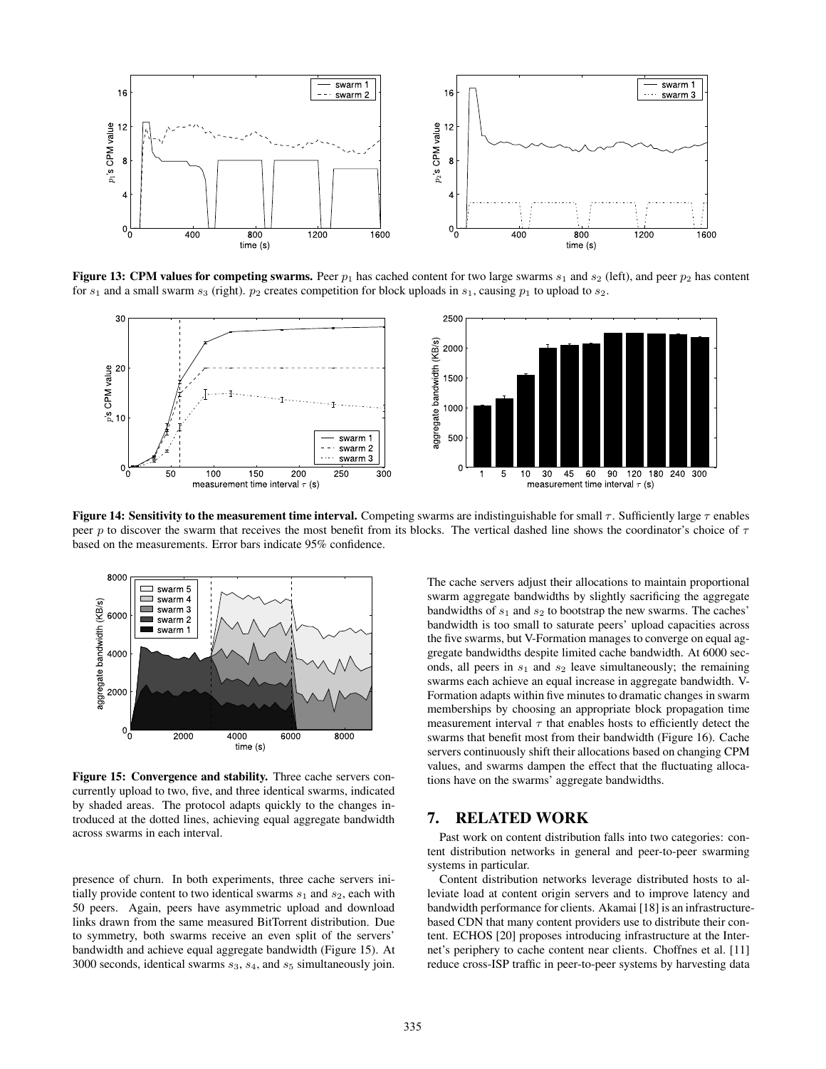**Figure 13: CPM values for competing swarms.** Peer $p_1$ has cached content for two large swarms $s_1$ and $s_2$ (left), and peer $p_2$ has content for $s_1$ and a small swarm $s_3$ (right). $p_2$ creates competition for block uploads in $s_1$, causing $p_1$ to upload to $s_2$.

**Figure 14: Sensitivity to the measurement time interval.** Competing swarms are indistinguishable for small $\tau$. Sufficiently large $\tau$ enables peer $p$ to discover the swarm that receives the most benefit from its blocks. The vertical dashed line shows the coordinator's choice of $\tau$ based on the measurements. Error bars indicate 95% confidence.

**Figure 15: Convergence and stability.** Three cache servers concurrently upload to two, five, and three identical swarms, indicated by shaded areas. The protocol adapts quickly to the changes introduced at the dotted lines, achieving equal aggregate bandwidth across swarms in each interval.

presence of churn. In both experiments, three cache servers initially provide content to two identical swarms $s_1$ and $s_2$, each with 50 peers. Again, peers have asymmetric upload and download links drawn from the same measured BitTorrent distribution. Due to symmetry, both swarms receive an even split of the servers' bandwidth and achieve equal aggregate bandwidth (Figure 15). At 3000 seconds, identical swarms $s_3$, $s_4$, and $s_5$ simultaneously join. The cache servers adjust their allocations to maintain proportional swarm aggregate bandwidths by slightly sacrificing the aggregate bandwidths of $s_1$ and $s_2$ to bootstrap the new swarms. The caches' bandwidth is too small to saturate peers' upload capacities across the five swarms, but V-Formation manages to converge on equal aggregate bandwidths despite limited cache bandwidth. At 6000 seconds, all peers in $s_1$ and $s_2$ leave simultaneously; the remaining swarms each achieve an equal increase in aggregate bandwidth. V-Formation adapts within five minutes to dramatic changes in swarm memberships by choosing an appropriate block propagation time measurement interval $\tau$ that enables hosts to efficiently detect the swarms that benefit most from their bandwidth (Figure 16). Cache servers continuously shift their allocations based on changing CPM values, and swarms dampen the effect that the fluctuating allocations have on the swarms' aggregate bandwidths.

## 7. RELATED WORK

Past work on content distribution falls into two categories: content distribution networks in general and peer-to-peer swarming systems in particular.

Content distribution networks leverage distributed hosts to alleviate load at content origin servers and to improve latency and bandwidth performance for clients. Akamai [18] is an infrastructure-based CDN that many content providers use to distribute their content. ECHOS [20] proposes introducing infrastructure at the Internet's periphery to cache content near clients. Choffnes et al. [11] reduce cross-ISP traffic in peer-to-peer systems by harvesting data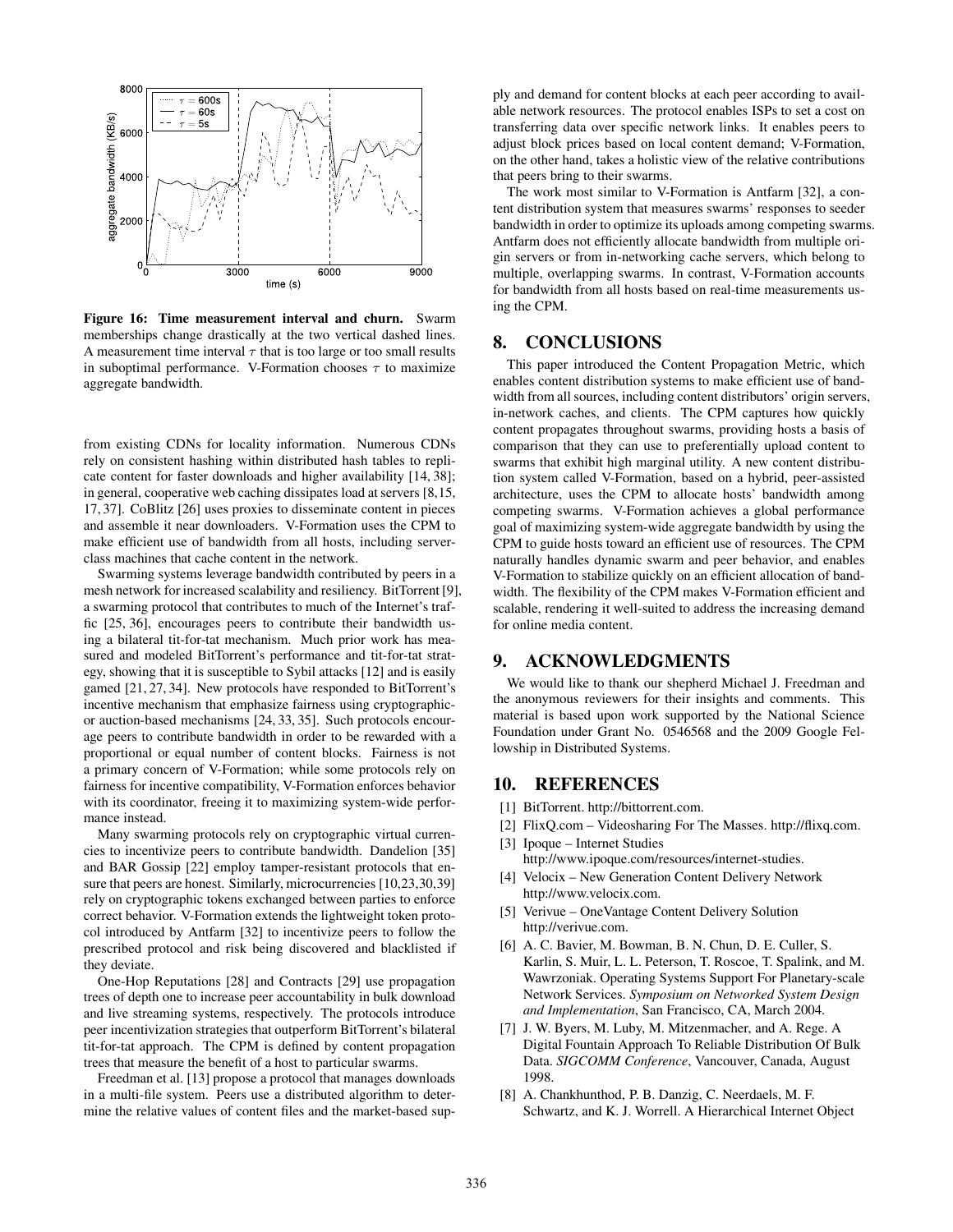8000

aggregate bandwidth (KB/s)

6000

4000

2000

0

0

3000

6000

9000

time (s)

$\tau = 600$s

$\tau = 60$s

$\tau = 5$s

**Figure 16: Time measurement interval and churn.** Swarm memberships change drastically at the two vertical dashed lines. A measurement time interval $\tau$ that is too large or too small results in suboptimal performance. V-Formation chooses $\tau$ to maximize aggregate bandwidth.

from existing CDNs for locality information. Numerous CDNs rely on consistent hashing within distributed hash tables to replicate content for faster downloads and higher availability [14, 38]; in general, cooperative web caching dissipates load at servers [8,15, 17, 37]. CoBlitz [26] uses proxies to disseminate content in pieces and assemble it near downloaders. V-Formation uses the CPM to make efficient use of bandwidth from all hosts, including server-class machines that cache content in the network.

Swarming systems leverage bandwidth contributed by peers in a mesh network for increased scalability and resiliency. BitTorrent [9], a swarming protocol that contributes to much of the Internet's traffic [25, 36], encourages peers to contribute their bandwidth using a bilateral tit-for-tat mechanism. Much prior work has measured and modeled BitTorrent's performance and tit-for-tat strategy, showing that it is susceptible to Sybil attacks [12] and is easily gamed [21, 27, 34]. New protocols have responded to BitTorrent's incentive mechanism that emphasize fairness using cryptographic- or auction-based mechanisms [24, 33, 35]. Such protocols encourage peers to contribute bandwidth in order to be rewarded with a proportional or equal number of content blocks. Fairness is not a primary concern of V-Formation; while some protocols rely on fairness for incentive compatibility, V-Formation enforces behavior with its coordinator, freeing it to maximizing system-wide performance instead.

Many swarming protocols rely on cryptographic virtual currencies to incentivize peers to contribute bandwidth. Dandelion [35] and BAR Gossip [22] employ tamper-resistant protocols that ensure that peers are honest. Similarly, microcurrencies [10,23,30,39] rely on cryptographic tokens exchanged between parties to enforce correct behavior. V-Formation extends the lightweight token protocol introduced by Antfarm [32] to incentivize peers to follow the prescribed protocol and risk being discovered and blacklisted if they deviate.

One-Hop Reputations [28] and Contracts [29] use propagation trees of depth one to increase peer accountability in bulk download and live streaming systems, respectively. The protocols introduce peer incentivization strategies that outperform BitTorrent's bilateral tit-for-tat approach. The CPM is defined by content propagation trees that measure the benefit of a host to particular swarms.

Freedman et al. [13] propose a protocol that manages downloads in a multi-file system. Peers use a distributed algorithm to determine the relative values of content files and the market-based supply and demand for content blocks at each peer according to available network resources. The protocol enables ISPs to set a cost on transferring data over specific network links. It enables peers to adjust block prices based on local content demand; V-Formation, on the other hand, takes a holistic view of the relative contributions that peers bring to their swarms.

The work most similar to V-Formation is Antfarm [32], a content distribution system that measures swarms' responses to seeder bandwidth in order to optimize its uploads among competing swarms. Antfarm does not efficiently allocate bandwidth from multiple origin servers or from in-networking cache servers, which belong to multiple, overlapping swarms. In contrast, V-Formation accounts for bandwidth from all hosts based on real-time measurements using the CPM.

## 8. CONCLUSIONS

This paper introduced the Content Propagation Metric, which enables content distribution systems to make efficient use of bandwidth from all sources, including content distributors' origin servers, in-network caches, and clients. The CPM captures how quickly content propagates throughout swarms, providing hosts a basis of comparison that they can use to preferentially upload content to swarms that exhibit high marginal utility. A new content distribution system called V-Formation, based on a hybrid, peer-assisted architecture, uses the CPM to allocate hosts' bandwidth among competing swarms. V-Formation achieves a global performance goal of maximizing system-wide aggregate bandwidth by using the CPM to guide hosts toward an efficient use of resources. The CPM naturally handles dynamic swarm and peer behavior, and enables V-Formation to stabilize quickly on an efficient allocation of bandwidth. The flexibility of the CPM makes V-Formation efficient and scalable, rendering it well-suited to address the increasing demand for online media content.

## 9. ACKNOWLEDGMENTS

We would like to thank our shepherd Michael J. Freedman and the anonymous reviewers for their insights and comments. This material is based upon work supported by the National Science Foundation under Grant No. 0546568 and the 2009 Google Fellowship in Distributed Systems.

## 10. REFERENCES

[1] BitTorrent. http://bittorrent.com.

[2] FlixQ.com – Videosharing For The Masses. http://flixq.com.

[3] Ipoque – Internet Studies http://www.ipoque.com/resources/internet-studies.

[4] Velocix – New Generation Content Delivery Network http://www.velocix.com.

[5] Verivue – OneVantage Content Delivery Solution http://verivue.com.

[6] A. C. Bavier, M. Bowman, B. N. Chun, D. E. Culler, S. Karlin, S. Muir, L. L. Peterson, T. Roscoe, T. Spalink, and M. Wawrzoniak. Operating Systems Support For Planetary-scale Network Services. *Symposium on Networked System Design and Implementation*, San Francisco, CA, March 2004.

[7] J. W. Byers, M. Luby, M. Mitzenmacher, and A. Rege. A Digital Fountain Approach To Reliable Distribution Of Bulk Data. *SIGCOMM Conference*, Vancouver, Canada, August 1998.

[8] A. Chankhunthod, P. B. Danzig, C. Neerdaels, M. F. Schwartz, and K. J. Worrell. A Hierarchical Internet Object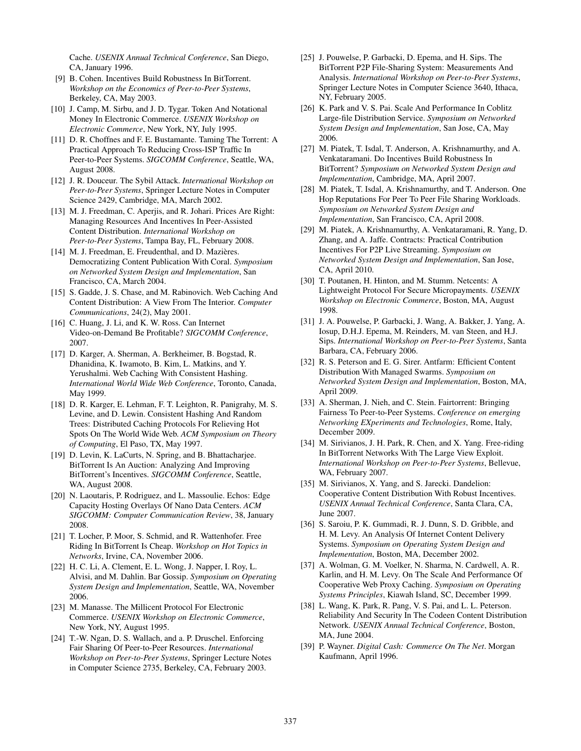Cache. *USENIX Annual Technical Conference*, San Diego, CA, January 1996.

[9] B. Cohen. Incentives Build Robustness In BitTorrent. *Workshop on the Economics of Peer-to-Peer Systems*, Berkeley, CA, May 2003.

[10] J. Camp, M. Sirbu, and J. D. Tygar. Token And Notational Money In Electronic Commerce. *USENIX Workshop on Electronic Commerce*, New York, NY, July 1995.

[11] D. R. Choffnes and F. E. Bustamante. Taming The Torrent: A Practical Approach To Reducing Cross-ISP Traffic In Peer-to-Peer Systems. *SIGCOMM Conference*, Seattle, WA, August 2008.

[12] J. R. Douceur. The Sybil Attack. *International Workshop on Peer-to-Peer Systems*, Springer Lecture Notes in Computer Science 2429, Cambridge, MA, March 2002.

[13] M. J. Freedman, C. Aperjis, and R. Johari. Prices Are Right: Managing Resources And Incentives In Peer-Assisted Content Distribution. *International Workshop on Peer-to-Peer Systems*, Tampa Bay, FL, February 2008.

[14] M. J. Freedman, E. Freudenthal, and D. Mazières. Democratizing Content Publication With Coral. *Symposium on Networked System Design and Implementation*, San Francisco, CA, March 2004.

[15] S. Gadde, J. S. Chase, and M. Rabinovich. Web Caching And Content Distribution: A View From The Interior. *Computer Communications*, 24(2), May 2001.

[16] C. Huang, J. Li, and K. W. Ross. Can Internet Video-on-Demand Be Profitable? *SIGCOMM Conference*, 2007.

[17] D. Karger, A. Sherman, A. Berkheimer, B. Bogstad, R. Dhanidina, K. Iwamoto, B. Kim, L. Matkins, and Y. Yerushalmi. Web Caching With Consistent Hashing. *International World Wide Web Conference*, Toronto, Canada, May 1999.

[18] D. R. Karger, E. Lehman, F. T. Leighton, R. Panigrahy, M. S. Levine, and D. Lewin. Consistent Hashing And Random Trees: Distributed Caching Protocols For Relieving Hot Spots On The World Wide Web. *ACM Symposium on Theory of Computing*, El Paso, TX, May 1997.

[19] D. Levin, K. LaCurts, N. Spring, and B. Bhattacharjee. BitTorrent Is An Auction: Analyzing And Improving BitTorrent's Incentives. *SIGCOMM Conference*, Seattle, WA, August 2008.

[20] N. Laoutaris, P. Rodriguez, and L. Massoulie. Echos: Edge Capacity Hosting Overlays Of Nano Data Centers. *ACM SIGCOMM: Computer Communication Review*, 38, January 2008.

[21] T. Locher, P. Moor, S. Schmid, and R. Wattenhofer. Free Riding In BitTorrent Is Cheap. *Workshop on Hot Topics in Networks*, Irvine, CA, November 2006.

[22] H. C. Li, A. Clement, E. L. Wong, J. Napper, I. Roy, L. Alvisi, and M. Dahlin. Bar Gossip. *Symposium on Operating System Design and Implementation*, Seattle, WA, November 2006.

[23] M. Manasse. The Millicent Protocol For Electronic Commerce. *USENIX Workshop on Electronic Commerce*, New York, NY, August 1995.

[24] T.-W. Ngan, D. S. Wallach, and a. P. Druschel. Enforcing Fair Sharing Of Peer-to-Peer Resources. *International Workshop on Peer-to-Peer Systems*, Springer Lecture Notes in Computer Science 2735, Berkeley, CA, February 2003.

[25] J. Pouwelse, P. Garbacki, D. Epema, and H. Sips. The BitTorrent P2P File-Sharing System: Measurements And Analysis. *International Workshop on Peer-to-Peer Systems*, Springer Lecture Notes in Computer Science 3640, Ithaca, NY, February 2005.

[26] K. Park and V. S. Pai. Scale And Performance In Coblitz Large-file Distribution Service. *Symposium on Networked System Design and Implementation*, San Jose, CA, May 2006.

[27] M. Piatek, T. Isdal, T. Anderson, A. Krishnamurthy, and A. Venkataramani. Do Incentives Build Robustness In BitTorrent? *Symposium on Networked System Design and Implementation*, Cambridge, MA, April 2007.

[28] M. Piatek, T. Isdal, A. Krishnamurthy, and T. Anderson. One Hop Reputations For Peer To Peer File Sharing Workloads. *Symposium on Networked System Design and Implementation*, San Francisco, CA, April 2008.

[29] M. Piatek, A. Krishnamurthy, A. Venkataramani, R. Yang, D. Zhang, and A. Jaffe. Contracts: Practical Contribution Incentives For P2P Live Streaming. *Symposium on Networked System Design and Implementation*, San Jose, CA, April 2010.

[30] T. Poutanen, H. Hinton, and M. Stumm. Netcents: A Lightweight Protocol For Secure Micropayments. *USENIX Workshop on Electronic Commerce*, Boston, MA, August 1998.

[31] J. A. Pouwelse, P. Garbacki, J. Wang, A. Bakker, J. Yang, A. Iosup, D.H.J. Epema, M. Reinders, M. van Steen, and H.J. Sips. *International Workshop on Peer-to-Peer Systems*, Santa Barbara, CA, February 2006.

[32] R. S. Peterson and E. G. Sirer. Antfarm: Efficient Content Distribution With Managed Swarms. *Symposium on Networked System Design and Implementation*, Boston, MA, April 2009.

[33] A. Sherman, J. Nieh, and C. Stein. Fairtorrent: Bringing Fairness To Peer-to-Peer Systems. *Conference on emerging Networking EXperiments and Technologies*, Rome, Italy, December 2009.

[34] M. Sirivianos, J. H. Park, R. Chen, and X. Yang. Free-riding In BitTorrent Networks With The Large View Exploit. *International Workshop On Peer-to-Peer Systems*, Bellevue, WA, February 2007.

[35] M. Sirivianos, X. Yang, and S. Jarecki. Dandelion: Cooperative Content Distribution With Robust Incentives. *USENIX Annual Technical Conference*, Santa Clara, CA, June 2007.

[36] S. Saroiu, P. K. Gummadi, R. J. Dunn, S. D. Gribble, and H. M. Levy. An Analysis Of Internet Content Delivery Systems. *Symposium on Operating System Design and Implementation*, Boston, MA, December 2002.

[37] A. Wolman, G. M. Voelker, N. Sharma, N. Cardwell, A. R. Karlin, and H. M. Levy. On The Scale And Performance Of Cooperative Web Proxy Caching. *Symposium on Operating Systems Principles*, Kiawah Island, SC, December 1999.

[38] L. Wang, K. Park, R. Pang, V. S. Pai, and L. L. Peterson. Reliability And Security In The Codeen Content Distribution Network. *USENIX Annual Technical Conference*, Boston, MA, June 2004.

[39] P. Wayner. *Digital Cash: Commerce On The Net*. Morgan Kaufmann, April 1996.